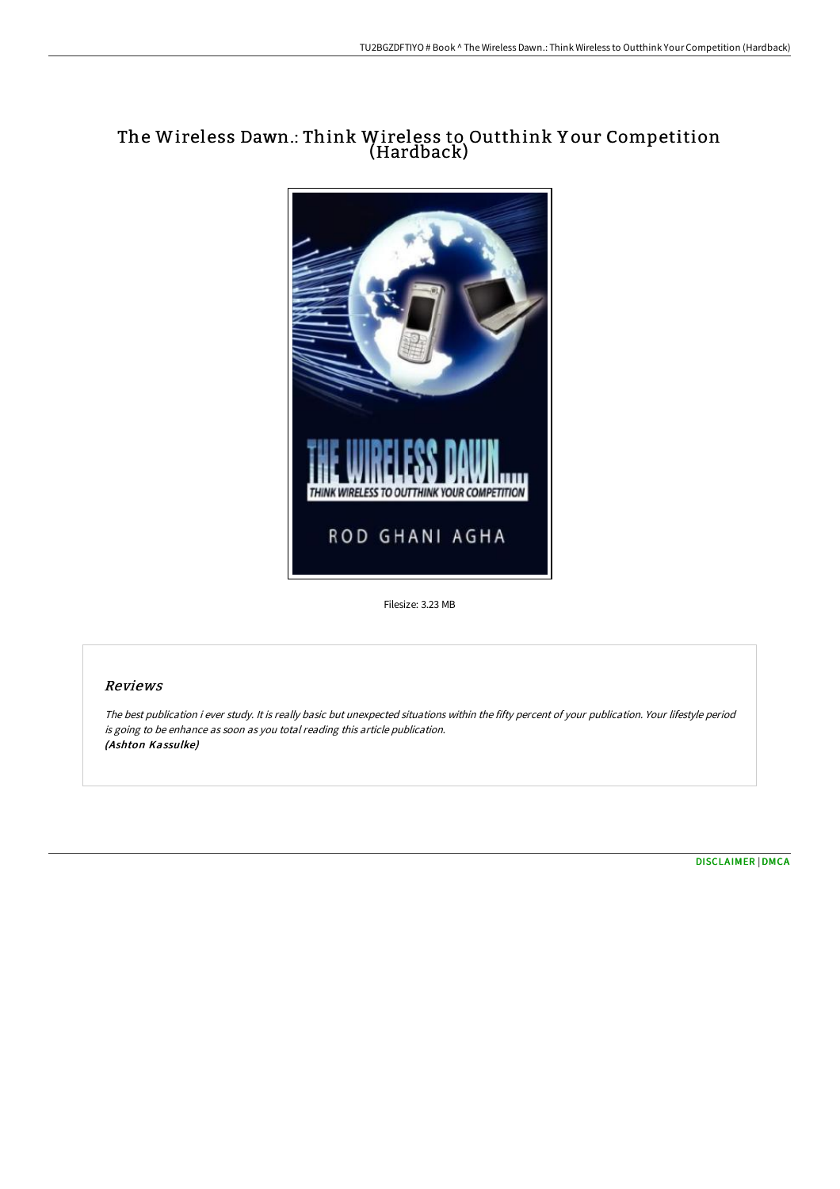# The Wireless Dawn.: Think Wireless to Outthink Your Competition (Hardback)

Filesize: 3.23 MB

## Reviews

*The best publication i ever study. It is really basic but unexpected situations within the fifty percent of your publication. Your lifestyle period is going to be enhance as soon as you total reading this article publication.*
*(Ashton Kassulke)*

DISCLAIMER | DMCA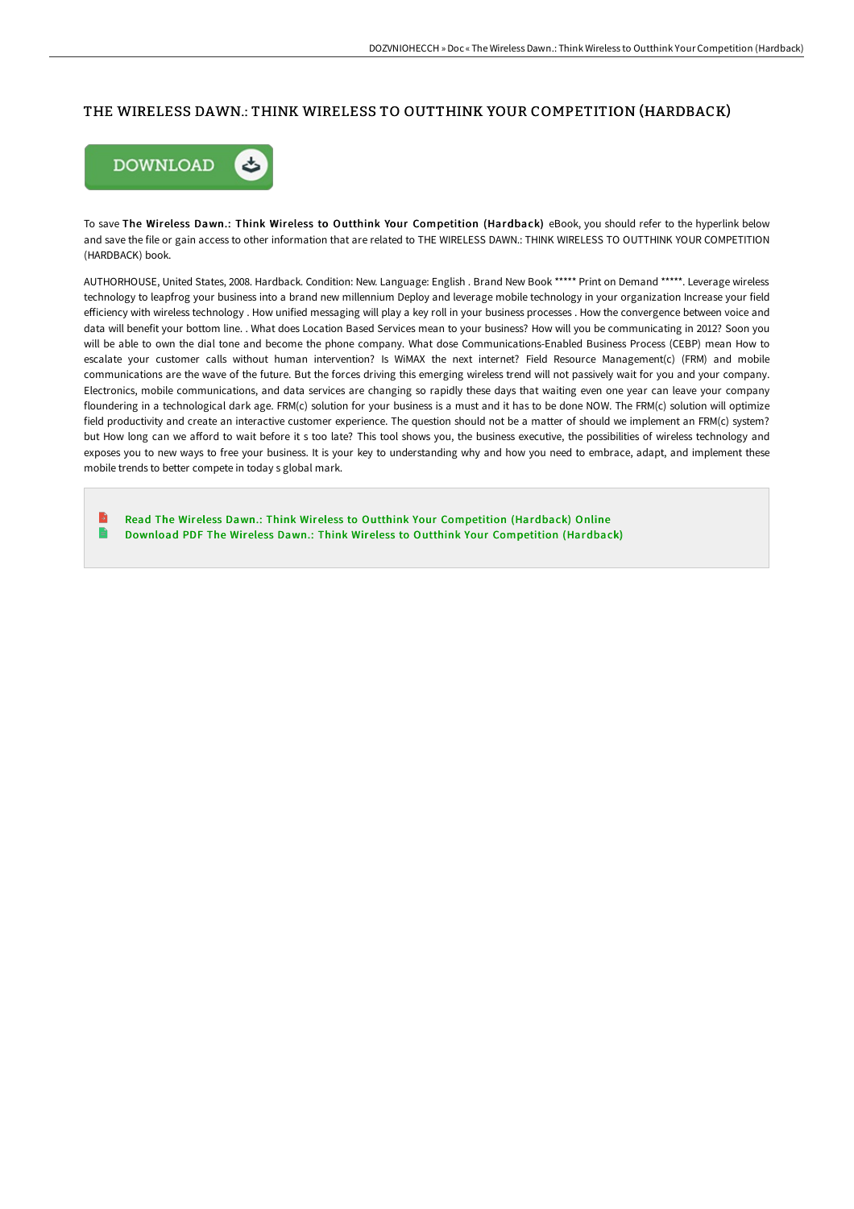# THE WIRELESS DAWN.: THINK WIRELESS TO OUTTHINK YOUR COMPETITION (HARDBACK)

To save **The Wireless Dawn.: Think Wireless to Outthink Your Competition (Hardback)** eBook, you should refer to the hyperlink below and save the file or gain access to other information that are related to THE WIRELESS DAWN.: THINK WIRELESS TO OUTTHINK YOUR COMPETITION (HARDBACK) book.

AUTHORHOUSE, United States, 2008. Hardback. Condition: New. Language: English . Brand New Book ***** Print on Demand *****. Leverage wireless technology to leapfrog your business into a brand new millennium Deploy and leverage mobile technology in your organization Increase your field efficiency with wireless technology . How unified messaging will play a key roll in your business processes . How the convergence between voice and data will benefit your bottom line. . What does Location Based Services mean to your business? How will you be communicating in 2012? Soon you will be able to own the dial tone and become the phone company. What dose Communications-Enabled Business Process (CEBP) mean How to escalate your customer calls without human intervention? Is WiMAX the next internet? Field Resource Management(c) (FRM) and mobile communications are the wave of the future. But the forces driving this emerging wireless trend will not passively wait for you and your company. Electronics, mobile communications, and data services are changing so rapidly these days that waiting even one year can leave your company floundering in a technological dark age. FRM(c) solution for your business is a must and it has to be done NOW. The FRM(c) solution will optimize field productivity and create an interactive customer experience. The question should not be a matter of should we implement an FRM(c) system? but How long can we afford to wait before it s too late? This tool shows you, the business executive, the possibilities of wireless technology and exposes you to new ways to free your business. It is your key to understanding why and how you need to embrace, adapt, and implement these mobile trends to better compete in today s global mark.

- Read The Wireless Dawn.: Think Wireless to Outthink Your Competition (Hardback) Online
- Download PDF The Wireless Dawn.: Think Wireless to Outthink Your Competition (Hardback)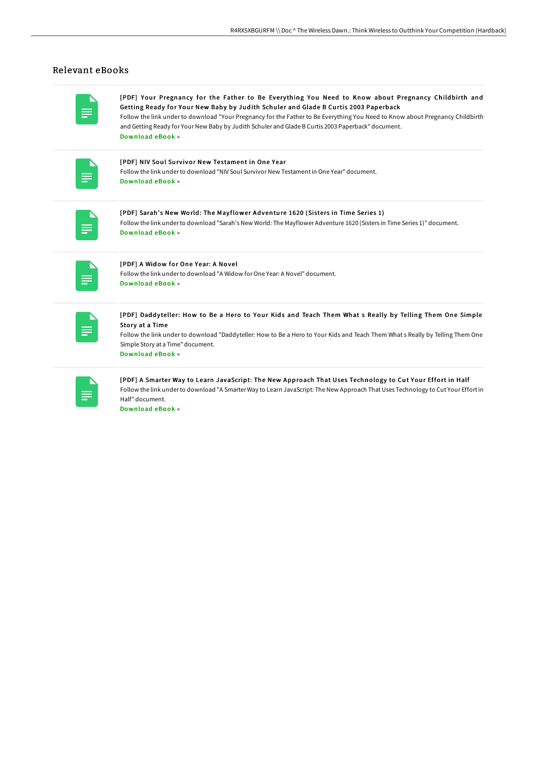## Relevant eBooks

**[PDF] Your Pregnancy for the Father to Be Everything You Need to Know about Pregnancy Childbirth and Getting Ready for Your New Baby by Judith Schuler and Glade B Curtis 2003 Paperback**

Follow the link under to download "Your Pregnancy for the Father to Be Everything You Need to Know about Pregnancy Childbirth and Getting Ready for Your New Baby by Judith Schuler and Glade B Curtis 2003 Paperback" document.

Download eBook »

**[PDF] NIV Soul Survivor New Testament in One Year**

Follow the link under to download "NIV Soul Survivor New Testament in One Year" document.

Download eBook »

**[PDF] Sarah's New World: The Mayflower Adventure 1620 (Sisters in Time Series 1)**

Follow the link under to download "Sarah's New World: The Mayflower Adventure 1620 (Sisters in Time Series 1)" document.

Download eBook »

**[PDF] A Widow for One Year: A Novel**

Follow the link under to download "A Widow for One Year: A Novel" document.

Download eBook »

**[PDF] Daddyteller: How to Be a Hero to Your Kids and Teach Them What s Really by Telling Them One Simple Story at a Time**

Follow the link under to download "Daddyteller: How to Be a Hero to Your Kids and Teach Them What s Really by Telling Them One Simple Story at a Time" document.

Download eBook »

**[PDF] A Smarter Way to Learn JavaScript: The New Approach That Uses Technology to Cut Your Effort in Half**

Follow the link under to download "A Smarter Way to Learn JavaScript: The New Approach That Uses Technology to Cut Your Effort in Half" document.

Download eBook »